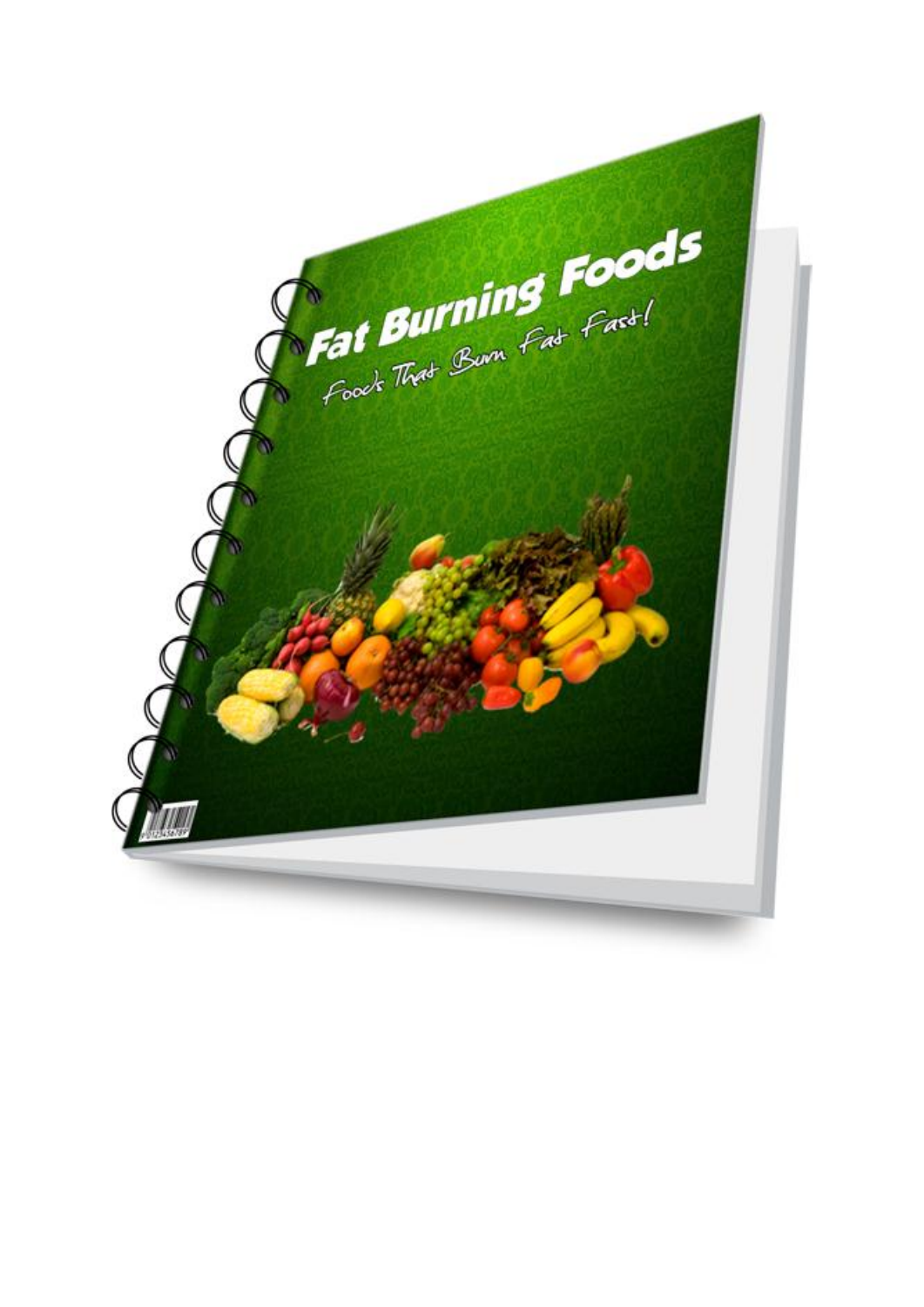# Fat Burning Foods

*Foods That Burn Fat Fast!*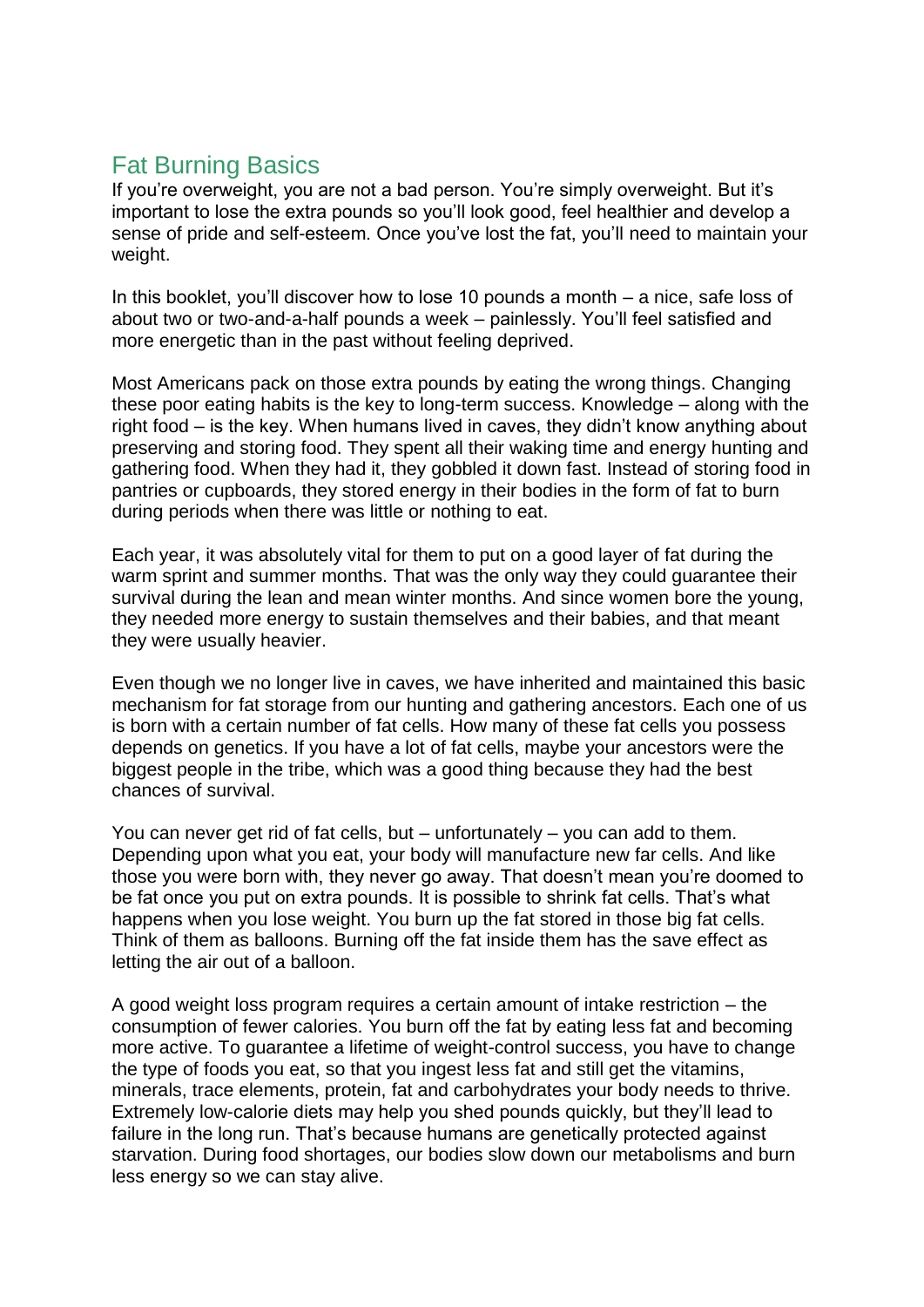## Fat Burning Basics

If you're overweight, you are not a bad person. You're simply overweight. But it's important to lose the extra pounds so you'll look good, feel healthier and develop a sense of pride and self-esteem. Once you've lost the fat, you'll need to maintain your weight.

In this booklet, you'll discover how to lose 10 pounds a month – a nice, safe loss of about two or two-and-a-half pounds a week – painlessly. You'll feel satisfied and more energetic than in the past without feeling deprived.

Most Americans pack on those extra pounds by eating the wrong things. Changing these poor eating habits is the key to long-term success. Knowledge – along with the right food – is the key. When humans lived in caves, they didn't know anything about preserving and storing food. They spent all their waking time and energy hunting and gathering food. When they had it, they gobbled it down fast. Instead of storing food in pantries or cupboards, they stored energy in their bodies in the form of fat to burn during periods when there was little or nothing to eat.

Each year, it was absolutely vital for them to put on a good layer of fat during the warm sprint and summer months. That was the only way they could guarantee their survival during the lean and mean winter months. And since women bore the young, they needed more energy to sustain themselves and their babies, and that meant they were usually heavier.

Even though we no longer live in caves, we have inherited and maintained this basic mechanism for fat storage from our hunting and gathering ancestors. Each one of us is born with a certain number of fat cells. How many of these fat cells you possess depends on genetics. If you have a lot of fat cells, maybe your ancestors were the biggest people in the tribe, which was a good thing because they had the best chances of survival.

You can never get rid of fat cells, but – unfortunately – you can add to them. Depending upon what you eat, your body will manufacture new far cells. And like those you were born with, they never go away. That doesn't mean you're doomed to be fat once you put on extra pounds. It is possible to shrink fat cells. That's what happens when you lose weight. You burn up the fat stored in those big fat cells. Think of them as balloons. Burning off the fat inside them has the save effect as letting the air out of a balloon.

A good weight loss program requires a certain amount of intake restriction – the consumption of fewer calories. You burn off the fat by eating less fat and becoming more active. To guarantee a lifetime of weight-control success, you have to change the type of foods you eat, so that you ingest less fat and still get the vitamins, minerals, trace elements, protein, fat and carbohydrates your body needs to thrive. Extremely low-calorie diets may help you shed pounds quickly, but they'll lead to failure in the long run. That's because humans are genetically protected against starvation. During food shortages, our bodies slow down our metabolisms and burn less energy so we can stay alive.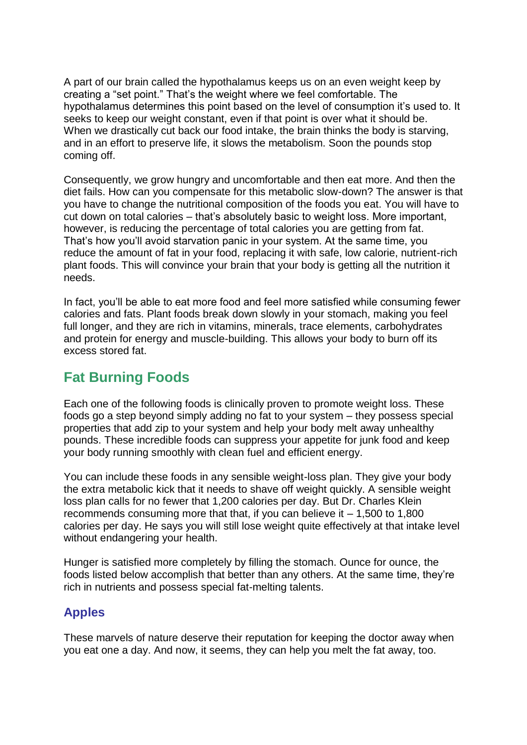A part of our brain called the hypothalamus keeps us on an even weight keep by creating a "set point." That's the weight where we feel comfortable. The hypothalamus determines this point based on the level of consumption it's used to. It seeks to keep our weight constant, even if that point is over what it should be. When we drastically cut back our food intake, the brain thinks the body is starving, and in an effort to preserve life, it slows the metabolism. Soon the pounds stop coming off.

Consequently, we grow hungry and uncomfortable and then eat more. And then the diet fails. How can you compensate for this metabolic slow-down? The answer is that you have to change the nutritional composition of the foods you eat. You will have to cut down on total calories – that's absolutely basic to weight loss. More important, however, is reducing the percentage of total calories you are getting from fat. That's how you'll avoid starvation panic in your system. At the same time, you reduce the amount of fat in your food, replacing it with safe, low calorie, nutrient-rich plant foods. This will convince your brain that your body is getting all the nutrition it needs.

In fact, you'll be able to eat more food and feel more satisfied while consuming fewer calories and fats. Plant foods break down slowly in your stomach, making you feel full longer, and they are rich in vitamins, minerals, trace elements, carbohydrates and protein for energy and muscle-building. This allows your body to burn off its excess stored fat.

## Fat Burning Foods

Each one of the following foods is clinically proven to promote weight loss. These foods go a step beyond simply adding no fat to your system – they possess special properties that add zip to your system and help your body melt away unhealthy pounds. These incredible foods can suppress your appetite for junk food and keep your body running smoothly with clean fuel and efficient energy.

You can include these foods in any sensible weight-loss plan. They give your body the extra metabolic kick that it needs to shave off weight quickly. A sensible weight loss plan calls for no fewer that 1,200 calories per day. But Dr. Charles Klein recommends consuming more that that, if you can believe it – 1,500 to 1,800 calories per day. He says you will still lose weight quite effectively at that intake level without endangering your health.

Hunger is satisfied more completely by filling the stomach. Ounce for ounce, the foods listed below accomplish that better than any others. At the same time, they're rich in nutrients and possess special fat-melting talents.

### Apples

These marvels of nature deserve their reputation for keeping the doctor away when you eat one a day. And now, it seems, they can help you melt the fat away, too.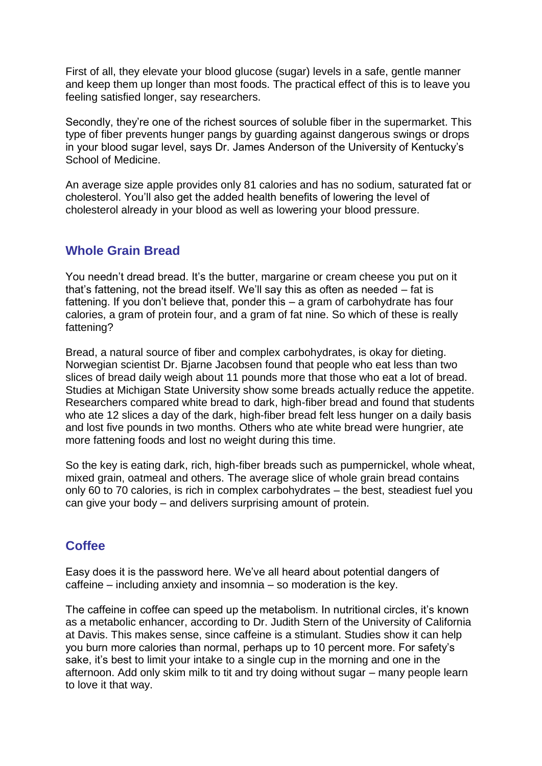First of all, they elevate your blood glucose (sugar) levels in a safe, gentle manner and keep them up longer than most foods. The practical effect of this is to leave you feeling satisfied longer, say researchers.

Secondly, they're one of the richest sources of soluble fiber in the supermarket. This type of fiber prevents hunger pangs by guarding against dangerous swings or drops in your blood sugar level, says Dr. James Anderson of the University of Kentucky's School of Medicine.

An average size apple provides only 81 calories and has no sodium, saturated fat or cholesterol. You'll also get the added health benefits of lowering the level of cholesterol already in your blood as well as lowering your blood pressure.

## Whole Grain Bread

You needn't dread bread. It's the butter, margarine or cream cheese you put on it that's fattening, not the bread itself. We'll say this as often as needed – fat is fattening. If you don't believe that, ponder this – a gram of carbohydrate has four calories, a gram of protein four, and a gram of fat nine. So which of these is really fattening?

Bread, a natural source of fiber and complex carbohydrates, is okay for dieting. Norwegian scientist Dr. Bjarne Jacobsen found that people who eat less than two slices of bread daily weigh about 11 pounds more that those who eat a lot of bread. Studies at Michigan State University show some breads actually reduce the appetite. Researchers compared white bread to dark, high-fiber bread and found that students who ate 12 slices a day of the dark, high-fiber bread felt less hunger on a daily basis and lost five pounds in two months. Others who ate white bread were hungrier, ate more fattening foods and lost no weight during this time.

So the key is eating dark, rich, high-fiber breads such as pumpernickel, whole wheat, mixed grain, oatmeal and others. The average slice of whole grain bread contains only 60 to 70 calories, is rich in complex carbohydrates – the best, steadiest fuel you can give your body – and delivers surprising amount of protein.

## Coffee

Easy does it is the password here. We've all heard about potential dangers of caffeine – including anxiety and insomnia – so moderation is the key.

The caffeine in coffee can speed up the metabolism. In nutritional circles, it's known as a metabolic enhancer, according to Dr. Judith Stern of the University of California at Davis. This makes sense, since caffeine is a stimulant. Studies show it can help you burn more calories than normal, perhaps up to 10 percent more. For safety's sake, it's best to limit your intake to a single cup in the morning and one in the afternoon. Add only skim milk to tit and try doing without sugar – many people learn to love it that way.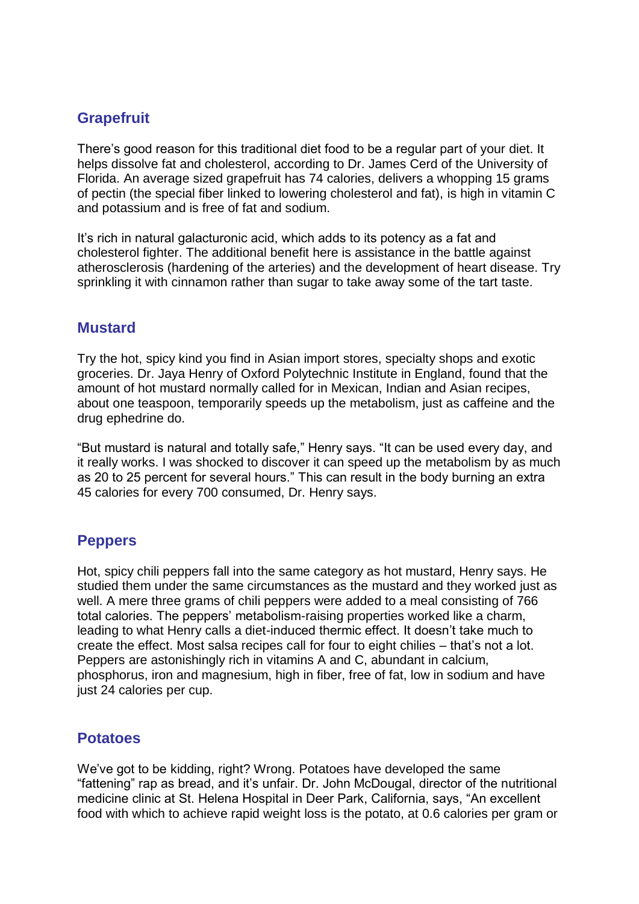## Grapefruit

There's good reason for this traditional diet food to be a regular part of your diet. It helps dissolve fat and cholesterol, according to Dr. James Cerd of the University of Florida. An average sized grapefruit has 74 calories, delivers a whopping 15 grams of pectin (the special fiber linked to lowering cholesterol and fat), is high in vitamin C and potassium and is free of fat and sodium.

It's rich in natural galacturonic acid, which adds to its potency as a fat and cholesterol fighter. The additional benefit here is assistance in the battle against atherosclerosis (hardening of the arteries) and the development of heart disease. Try sprinkling it with cinnamon rather than sugar to take away some of the tart taste.

## Mustard

Try the hot, spicy kind you find in Asian import stores, specialty shops and exotic groceries. Dr. Jaya Henry of Oxford Polytechnic Institute in England, found that the amount of hot mustard normally called for in Mexican, Indian and Asian recipes, about one teaspoon, temporarily speeds up the metabolism, just as caffeine and the drug ephedrine do.

"But mustard is natural and totally safe," Henry says. "It can be used every day, and it really works. I was shocked to discover it can speed up the metabolism by as much as 20 to 25 percent for several hours." This can result in the body burning an extra 45 calories for every 700 consumed, Dr. Henry says.

## Peppers

Hot, spicy chili peppers fall into the same category as hot mustard, Henry says. He studied them under the same circumstances as the mustard and they worked just as well. A mere three grams of chili peppers were added to a meal consisting of 766 total calories. The peppers' metabolism-raising properties worked like a charm, leading to what Henry calls a diet-induced thermic effect. It doesn't take much to create the effect. Most salsa recipes call for four to eight chilies – that's not a lot. Peppers are astonishingly rich in vitamins A and C, abundant in calcium, phosphorus, iron and magnesium, high in fiber, free of fat, low in sodium and have just 24 calories per cup.

## Potatoes

We've got to be kidding, right? Wrong. Potatoes have developed the same "fattening" rap as bread, and it's unfair. Dr. John McDougal, director of the nutritional medicine clinic at St. Helena Hospital in Deer Park, California, says, "An excellent food with which to achieve rapid weight loss is the potato, at 0.6 calories per gram or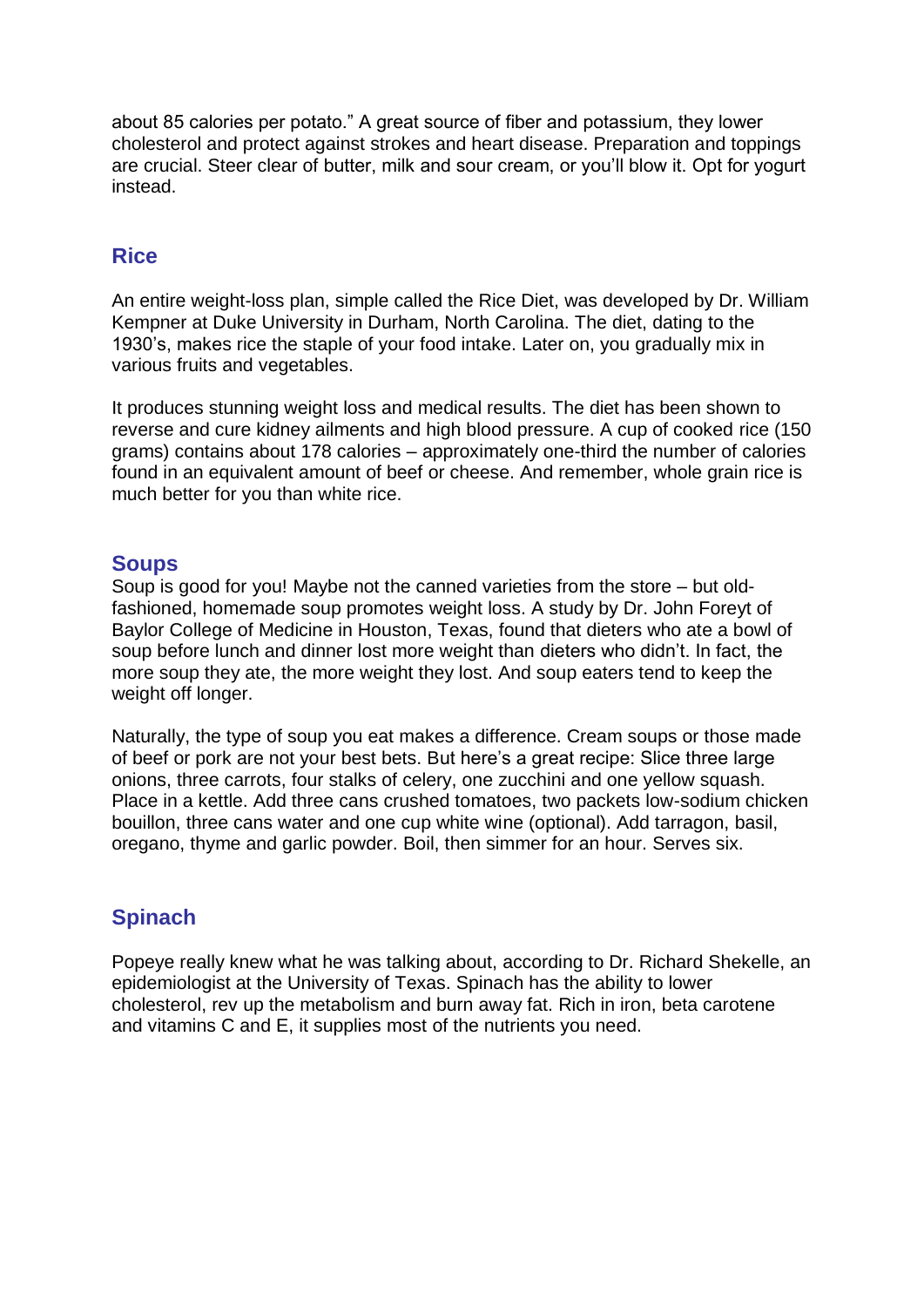about 85 calories per potato." A great source of fiber and potassium, they lower cholesterol and protect against strokes and heart disease. Preparation and toppings are crucial. Steer clear of butter, milk and sour cream, or you'll blow it. Opt for yogurt instead.

## Rice

An entire weight-loss plan, simple called the Rice Diet, was developed by Dr. William Kempner at Duke University in Durham, North Carolina. The diet, dating to the 1930's, makes rice the staple of your food intake. Later on, you gradually mix in various fruits and vegetables.

It produces stunning weight loss and medical results. The diet has been shown to reverse and cure kidney ailments and high blood pressure. A cup of cooked rice (150 grams) contains about 178 calories – approximately one-third the number of calories found in an equivalent amount of beef or cheese. And remember, whole grain rice is much better for you than white rice.

## Soups

Soup is good for you! Maybe not the canned varieties from the store – but old-fashioned, homemade soup promotes weight loss. A study by Dr. John Foreyt of Baylor College of Medicine in Houston, Texas, found that dieters who ate a bowl of soup before lunch and dinner lost more weight than dieters who didn't. In fact, the more soup they ate, the more weight they lost. And soup eaters tend to keep the weight off longer.

Naturally, the type of soup you eat makes a difference. Cream soups or those made of beef or pork are not your best bets. But here's a great recipe: Slice three large onions, three carrots, four stalks of celery, one zucchini and one yellow squash. Place in a kettle. Add three cans crushed tomatoes, two packets low-sodium chicken bouillon, three cans water and one cup white wine (optional). Add tarragon, basil, oregano, thyme and garlic powder. Boil, then simmer for an hour. Serves six.

## Spinach

Popeye really knew what he was talking about, according to Dr. Richard Shekelle, an epidemiologist at the University of Texas. Spinach has the ability to lower cholesterol, rev up the metabolism and burn away fat. Rich in iron, beta carotene and vitamins C and E, it supplies most of the nutrients you need.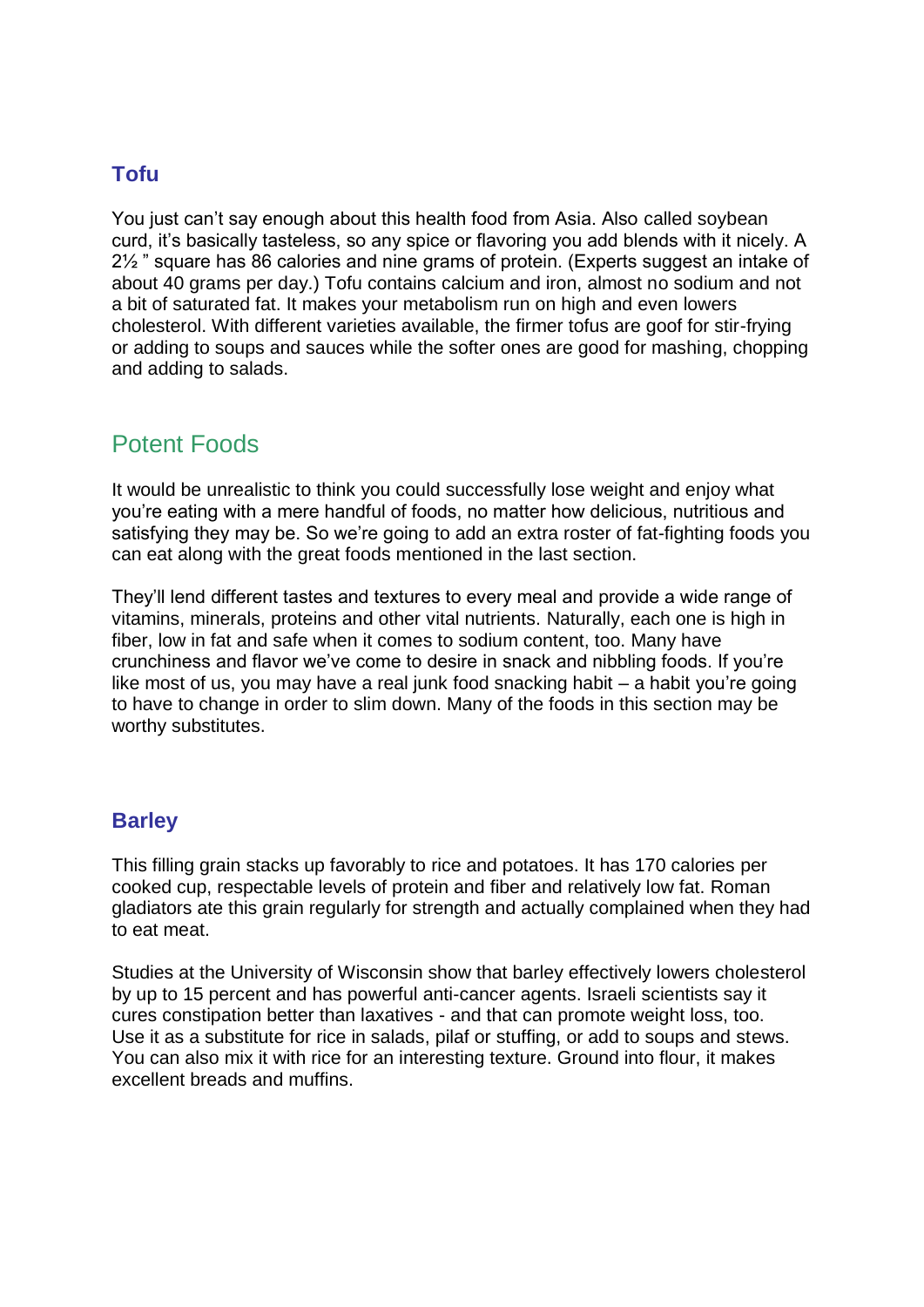### Tofu

You just can't say enough about this health food from Asia. Also called soybean curd, it's basically tasteless, so any spice or flavoring you add blends with it nicely. A 2½ " square has 86 calories and nine grams of protein. (Experts suggest an intake of about 40 grams per day.) Tofu contains calcium and iron, almost no sodium and not a bit of saturated fat. It makes your metabolism run on high and even lowers cholesterol. With different varieties available, the firmer tofus are goof for stir-frying or adding to soups and sauces while the softer ones are good for mashing, chopping and adding to salads.

## Potent Foods

It would be unrealistic to think you could successfully lose weight and enjoy what you're eating with a mere handful of foods, no matter how delicious, nutritious and satisfying they may be. So we're going to add an extra roster of fat-fighting foods you can eat along with the great foods mentioned in the last section.

They'll lend different tastes and textures to every meal and provide a wide range of vitamins, minerals, proteins and other vital nutrients. Naturally, each one is high in fiber, low in fat and safe when it comes to sodium content, too. Many have crunchiness and flavor we've come to desire in snack and nibbling foods. If you're like most of us, you may have a real junk food snacking habit – a habit you're going to have to change in order to slim down. Many of the foods in this section may be worthy substitutes.

### Barley

This filling grain stacks up favorably to rice and potatoes. It has 170 calories per cooked cup, respectable levels of protein and fiber and relatively low fat. Roman gladiators ate this grain regularly for strength and actually complained when they had to eat meat.

Studies at the University of Wisconsin show that barley effectively lowers cholesterol by up to 15 percent and has powerful anti-cancer agents. Israeli scientists say it cures constipation better than laxatives - and that can promote weight loss, too. Use it as a substitute for rice in salads, pilaf or stuffing, or add to soups and stews. You can also mix it with rice for an interesting texture. Ground into flour, it makes excellent breads and muffins.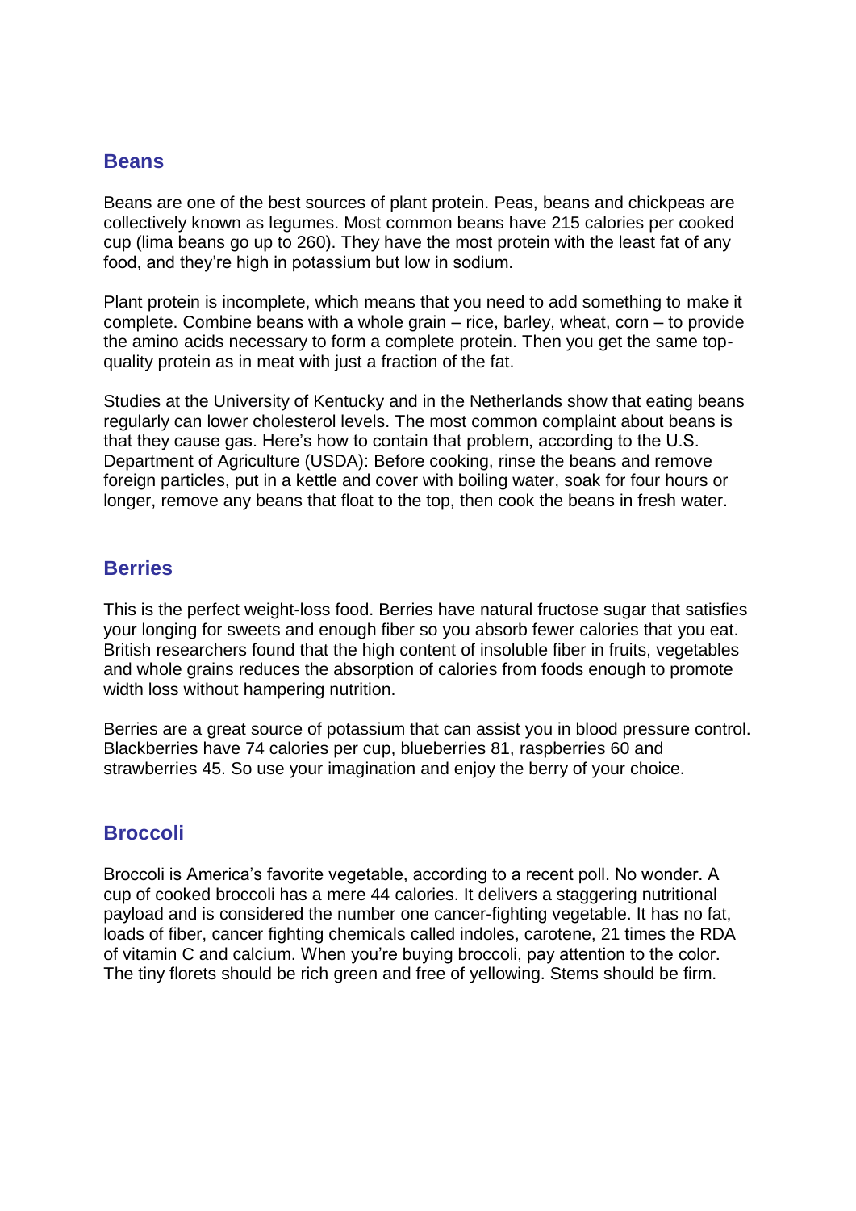## Beans

Beans are one of the best sources of plant protein. Peas, beans and chickpeas are collectively known as legumes. Most common beans have 215 calories per cooked cup (lima beans go up to 260). They have the most protein with the least fat of any food, and they're high in potassium but low in sodium.

Plant protein is incomplete, which means that you need to add something to make it complete. Combine beans with a whole grain – rice, barley, wheat, corn – to provide the amino acids necessary to form a complete protein. Then you get the same top-quality protein as in meat with just a fraction of the fat.

Studies at the University of Kentucky and in the Netherlands show that eating beans regularly can lower cholesterol levels. The most common complaint about beans is that they cause gas. Here's how to contain that problem, according to the U.S. Department of Agriculture (USDA): Before cooking, rinse the beans and remove foreign particles, put in a kettle and cover with boiling water, soak for four hours or longer, remove any beans that float to the top, then cook the beans in fresh water.

## Berries

This is the perfect weight-loss food. Berries have natural fructose sugar that satisfies your longing for sweets and enough fiber so you absorb fewer calories that you eat. British researchers found that the high content of insoluble fiber in fruits, vegetables and whole grains reduces the absorption of calories from foods enough to promote width loss without hampering nutrition.

Berries are a great source of potassium that can assist you in blood pressure control. Blackberries have 74 calories per cup, blueberries 81, raspberries 60 and strawberries 45. So use your imagination and enjoy the berry of your choice.

## Broccoli

Broccoli is America's favorite vegetable, according to a recent poll. No wonder. A cup of cooked broccoli has a mere 44 calories. It delivers a staggering nutritional payload and is considered the number one cancer-fighting vegetable. It has no fat, loads of fiber, cancer fighting chemicals called indoles, carotene, 21 times the RDA of vitamin C and calcium. When you're buying broccoli, pay attention to the color. The tiny florets should be rich green and free of yellowing. Stems should be firm.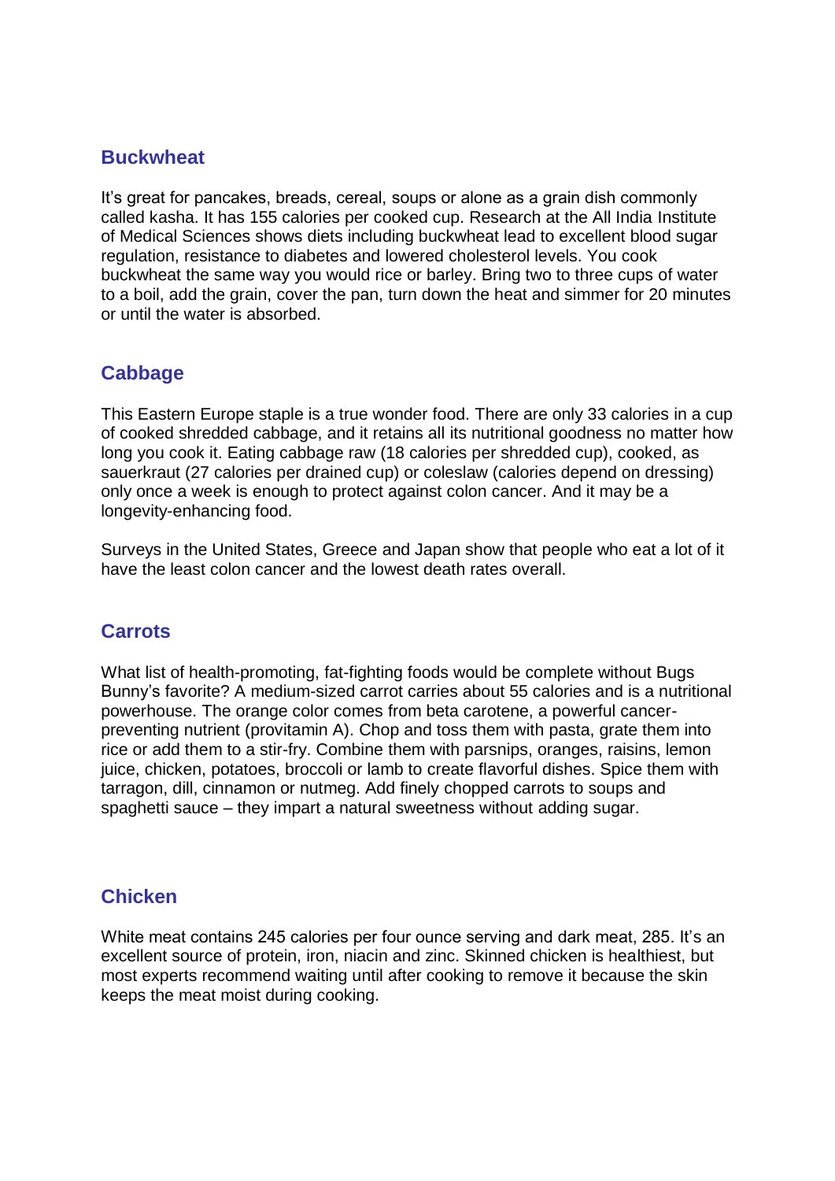## Buckwheat

It's great for pancakes, breads, cereal, soups or alone as a grain dish commonly called kasha. It has 155 calories per cooked cup. Research at the All India Institute of Medical Sciences shows diets including buckwheat lead to excellent blood sugar regulation, resistance to diabetes and lowered cholesterol levels. You cook buckwheat the same way you would rice or barley. Bring two to three cups of water to a boil, add the grain, cover the pan, turn down the heat and simmer for 20 minutes or until the water is absorbed.

## Cabbage

This Eastern Europe staple is a true wonder food. There are only 33 calories in a cup of cooked shredded cabbage, and it retains all its nutritional goodness no matter how long you cook it. Eating cabbage raw (18 calories per shredded cup), cooked, as sauerkraut (27 calories per drained cup) or coleslaw (calories depend on dressing) only once a week is enough to protect against colon cancer. And it may be a longevity-enhancing food.

Surveys in the United States, Greece and Japan show that people who eat a lot of it have the least colon cancer and the lowest death rates overall.

## Carrots

What list of health-promoting, fat-fighting foods would be complete without Bugs Bunny's favorite? A medium-sized carrot carries about 55 calories and is a nutritional powerhouse. The orange color comes from beta carotene, a powerful cancer-preventing nutrient (provitamin A). Chop and toss them with pasta, grate them into rice or add them to a stir-fry. Combine them with parsnips, oranges, raisins, lemon juice, chicken, potatoes, broccoli or lamb to create flavorful dishes. Spice them with tarragon, dill, cinnamon or nutmeg. Add finely chopped carrots to soups and spaghetti sauce – they impart a natural sweetness without adding sugar.

## Chicken

White meat contains 245 calories per four ounce serving and dark meat, 285. It's an excellent source of protein, iron, niacin and zinc. Skinned chicken is healthiest, but most experts recommend waiting until after cooking to remove it because the skin keeps the meat moist during cooking.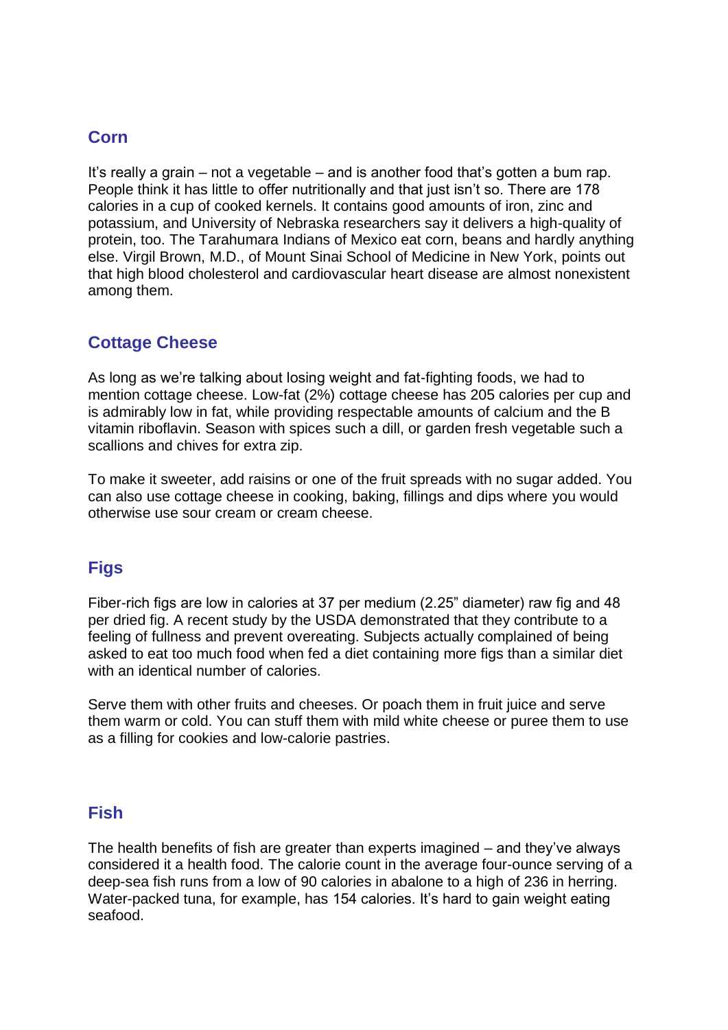## Corn

It's really a grain – not a vegetable – and is another food that's gotten a bum rap. People think it has little to offer nutritionally and that just isn't so. There are 178 calories in a cup of cooked kernels. It contains good amounts of iron, zinc and potassium, and University of Nebraska researchers say it delivers a high-quality of protein, too. The Tarahumara Indians of Mexico eat corn, beans and hardly anything else. Virgil Brown, M.D., of Mount Sinai School of Medicine in New York, points out that high blood cholesterol and cardiovascular heart disease are almost nonexistent among them.

## Cottage Cheese

As long as we're talking about losing weight and fat-fighting foods, we had to mention cottage cheese. Low-fat (2%) cottage cheese has 205 calories per cup and is admirably low in fat, while providing respectable amounts of calcium and the B vitamin riboflavin. Season with spices such a dill, or garden fresh vegetable such a scallions and chives for extra zip.

To make it sweeter, add raisins or one of the fruit spreads with no sugar added. You can also use cottage cheese in cooking, baking, fillings and dips where you would otherwise use sour cream or cream cheese.

## Figs

Fiber-rich figs are low in calories at 37 per medium (2.25" diameter) raw fig and 48 per dried fig. A recent study by the USDA demonstrated that they contribute to a feeling of fullness and prevent overeating. Subjects actually complained of being asked to eat too much food when fed a diet containing more figs than a similar diet with an identical number of calories.

Serve them with other fruits and cheeses. Or poach them in fruit juice and serve them warm or cold. You can stuff them with mild white cheese or puree them to use as a filling for cookies and low-calorie pastries.

## Fish

The health benefits of fish are greater than experts imagined – and they've always considered it a health food. The calorie count in the average four-ounce serving of a deep-sea fish runs from a low of 90 calories in abalone to a high of 236 in herring. Water-packed tuna, for example, has 154 calories. It's hard to gain weight eating seafood.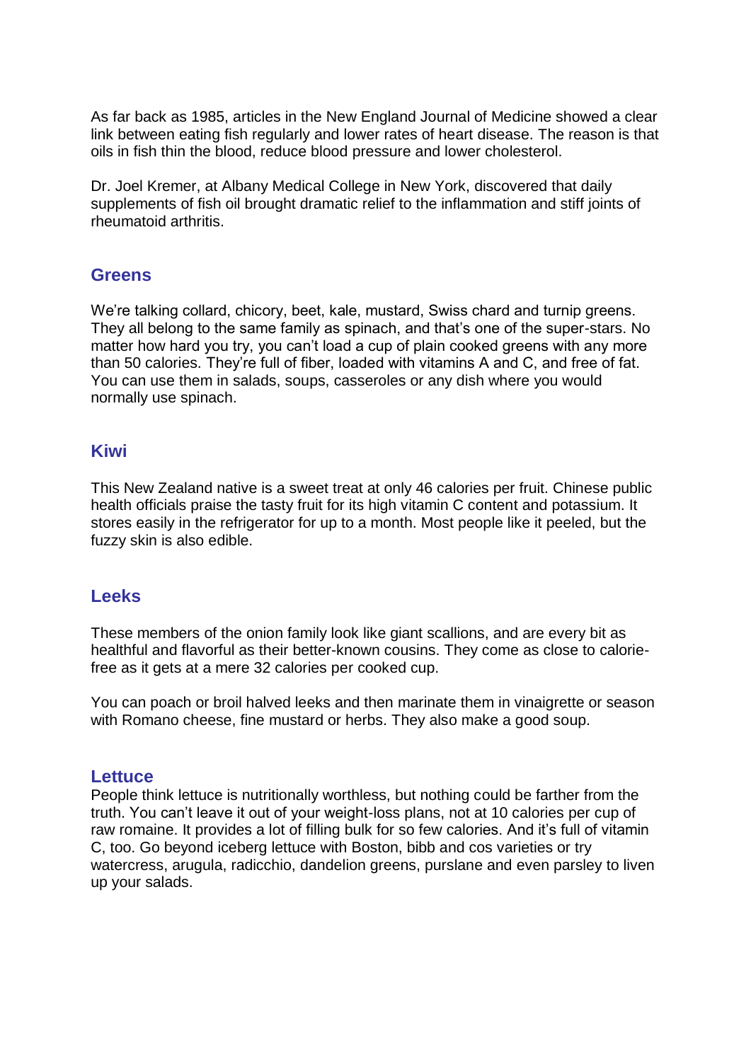As far back as 1985, articles in the New England Journal of Medicine showed a clear link between eating fish regularly and lower rates of heart disease. The reason is that oils in fish thin the blood, reduce blood pressure and lower cholesterol.

Dr. Joel Kremer, at Albany Medical College in New York, discovered that daily supplements of fish oil brought dramatic relief to the inflammation and stiff joints of rheumatoid arthritis.

## Greens

We're talking collard, chicory, beet, kale, mustard, Swiss chard and turnip greens. They all belong to the same family as spinach, and that's one of the super-stars. No matter how hard you try, you can't load a cup of plain cooked greens with any more than 50 calories. They're full of fiber, loaded with vitamins A and C, and free of fat. You can use them in salads, soups, casseroles or any dish where you would normally use spinach.

## Kiwi

This New Zealand native is a sweet treat at only 46 calories per fruit. Chinese public health officials praise the tasty fruit for its high vitamin C content and potassium. It stores easily in the refrigerator for up to a month. Most people like it peeled, but the fuzzy skin is also edible.

## Leeks

These members of the onion family look like giant scallions, and are every bit as healthful and flavorful as their better-known cousins. They come as close to calorie-free as it gets at a mere 32 calories per cooked cup.

You can poach or broil halved leeks and then marinate them in vinaigrette or season with Romano cheese, fine mustard or herbs. They also make a good soup.

## Lettuce

People think lettuce is nutritionally worthless, but nothing could be farther from the truth. You can't leave it out of your weight-loss plans, not at 10 calories per cup of raw romaine. It provides a lot of filling bulk for so few calories. And it's full of vitamin C, too. Go beyond iceberg lettuce with Boston, bibb and cos varieties or try watercress, arugula, radicchio, dandelion greens, purslane and even parsley to liven up your salads.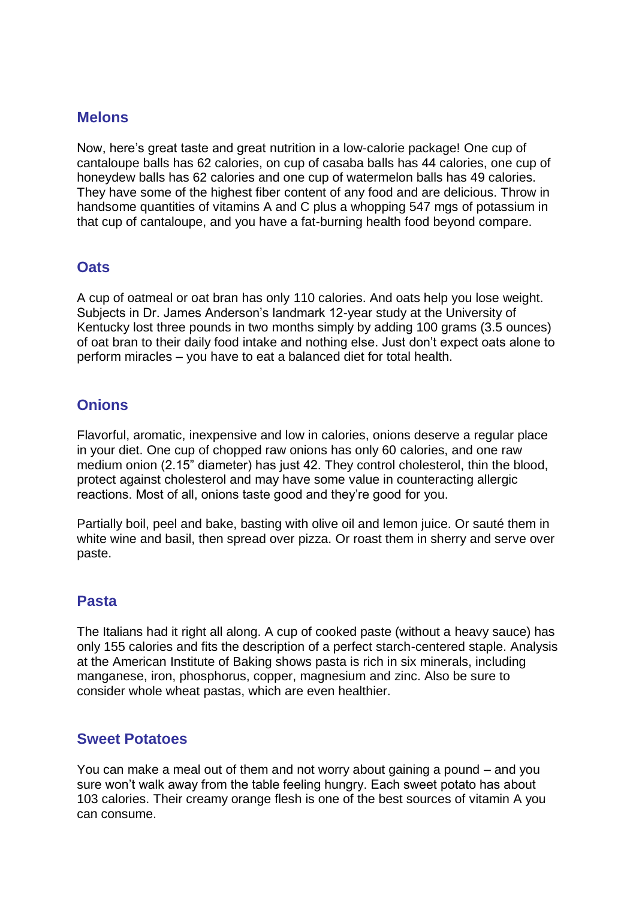## Melons

Now, here's great taste and great nutrition in a low-calorie package! One cup of cantaloupe balls has 62 calories, on cup of casaba balls has 44 calories, one cup of honeydew balls has 62 calories and one cup of watermelon balls has 49 calories. They have some of the highest fiber content of any food and are delicious. Throw in handsome quantities of vitamins A and C plus a whopping 547 mgs of potassium in that cup of cantaloupe, and you have a fat-burning health food beyond compare.

## Oats

A cup of oatmeal or oat bran has only 110 calories. And oats help you lose weight. Subjects in Dr. James Anderson's landmark 12-year study at the University of Kentucky lost three pounds in two months simply by adding 100 grams (3.5 ounces) of oat bran to their daily food intake and nothing else. Just don't expect oats alone to perform miracles – you have to eat a balanced diet for total health.

## Onions

Flavorful, aromatic, inexpensive and low in calories, onions deserve a regular place in your diet. One cup of chopped raw onions has only 60 calories, and one raw medium onion (2.15" diameter) has just 42. They control cholesterol, thin the blood, protect against cholesterol and may have some value in counteracting allergic reactions. Most of all, onions taste good and they're good for you.

Partially boil, peel and bake, basting with olive oil and lemon juice. Or sauté them in white wine and basil, then spread over pizza. Or roast them in sherry and serve over paste.

## Pasta

The Italians had it right all along. A cup of cooked paste (without a heavy sauce) has only 155 calories and fits the description of a perfect starch-centered staple. Analysis at the American Institute of Baking shows pasta is rich in six minerals, including manganese, iron, phosphorus, copper, magnesium and zinc. Also be sure to consider whole wheat pastas, which are even healthier.

## Sweet Potatoes

You can make a meal out of them and not worry about gaining a pound – and you sure won't walk away from the table feeling hungry. Each sweet potato has about 103 calories. Their creamy orange flesh is one of the best sources of vitamin A you can consume.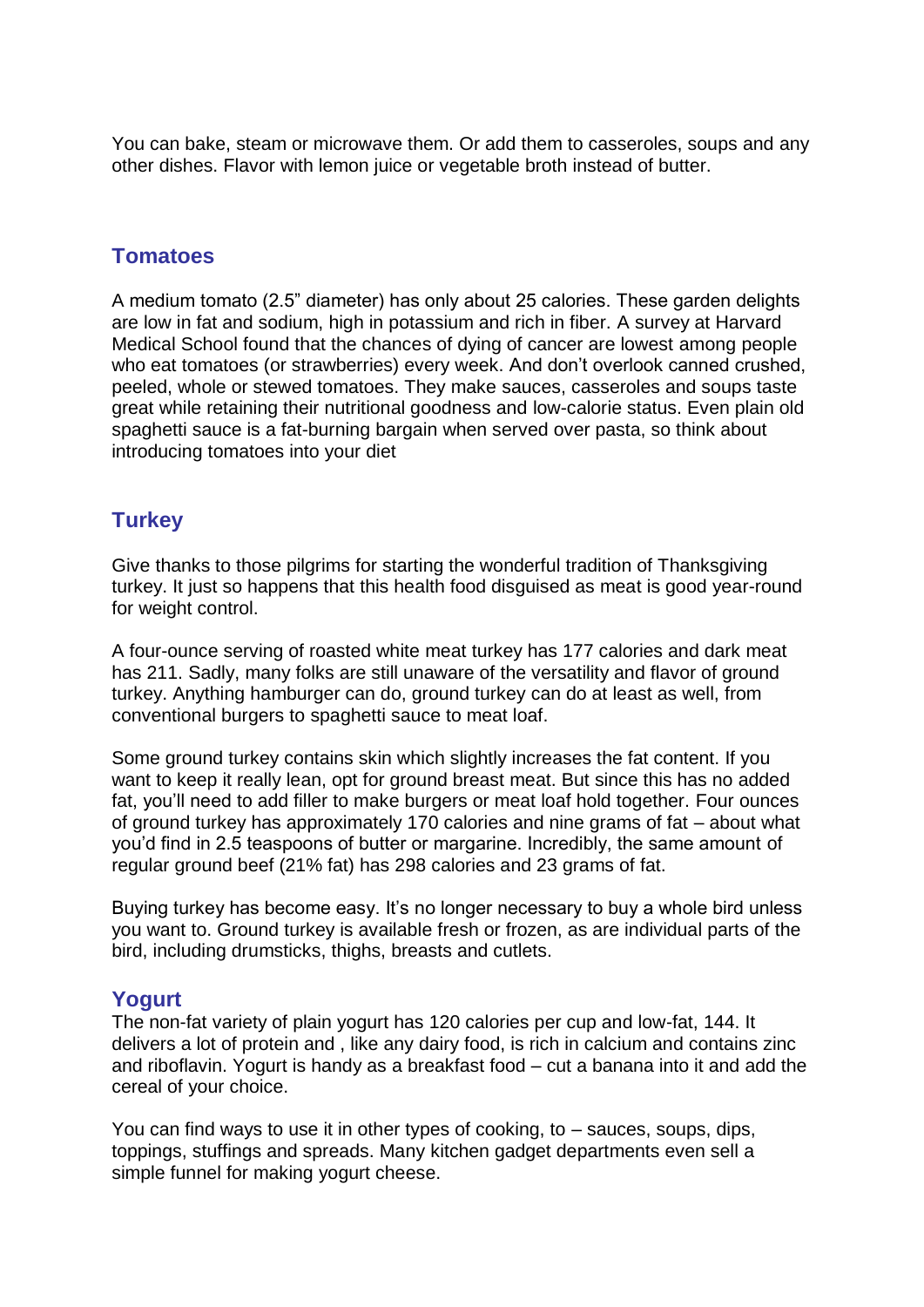You can bake, steam or microwave them. Or add them to casseroles, soups and any other dishes. Flavor with lemon juice or vegetable broth instead of butter.

## Tomatoes

A medium tomato (2.5" diameter) has only about 25 calories. These garden delights are low in fat and sodium, high in potassium and rich in fiber. A survey at Harvard Medical School found that the chances of dying of cancer are lowest among people who eat tomatoes (or strawberries) every week. And don't overlook canned crushed, peeled, whole or stewed tomatoes. They make sauces, casseroles and soups taste great while retaining their nutritional goodness and low-calorie status. Even plain old spaghetti sauce is a fat-burning bargain when served over pasta, so think about introducing tomatoes into your diet

## Turkey

Give thanks to those pilgrims for starting the wonderful tradition of Thanksgiving turkey. It just so happens that this health food disguised as meat is good year-round for weight control.

A four-ounce serving of roasted white meat turkey has 177 calories and dark meat has 211. Sadly, many folks are still unaware of the versatility and flavor of ground turkey. Anything hamburger can do, ground turkey can do at least as well, from conventional burgers to spaghetti sauce to meat loaf.

Some ground turkey contains skin which slightly increases the fat content. If you want to keep it really lean, opt for ground breast meat. But since this has no added fat, you'll need to add filler to make burgers or meat loaf hold together. Four ounces of ground turkey has approximately 170 calories and nine grams of fat – about what you'd find in 2.5 teaspoons of butter or margarine. Incredibly, the same amount of regular ground beef (21% fat) has 298 calories and 23 grams of fat.

Buying turkey has become easy. It's no longer necessary to buy a whole bird unless you want to. Ground turkey is available fresh or frozen, as are individual parts of the bird, including drumsticks, thighs, breasts and cutlets.

## Yogurt

The non-fat variety of plain yogurt has 120 calories per cup and low-fat, 144. It delivers a lot of protein and , like any dairy food, is rich in calcium and contains zinc and riboflavin. Yogurt is handy as a breakfast food – cut a banana into it and add the cereal of your choice.

You can find ways to use it in other types of cooking, to – sauces, soups, dips, toppings, stuffings and spreads. Many kitchen gadget departments even sell a simple funnel for making yogurt cheese.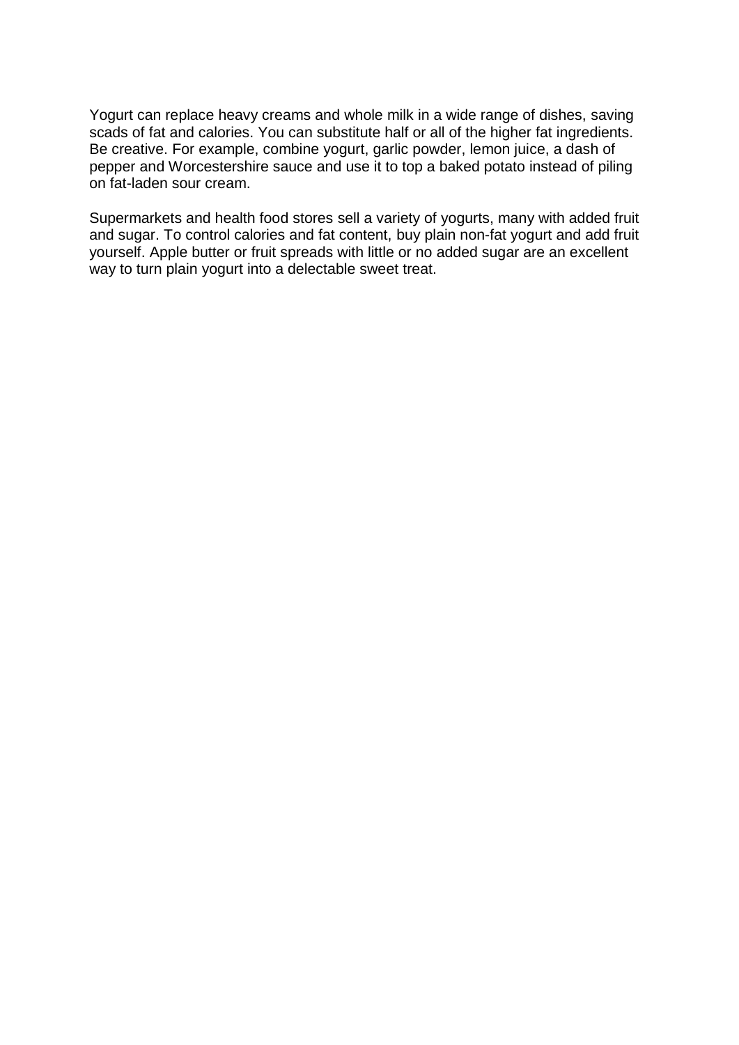Yogurt can replace heavy creams and whole milk in a wide range of dishes, saving scads of fat and calories. You can substitute half or all of the higher fat ingredients. Be creative. For example, combine yogurt, garlic powder, lemon juice, a dash of pepper and Worcestershire sauce and use it to top a baked potato instead of piling on fat-laden sour cream.

Supermarkets and health food stores sell a variety of yogurts, many with added fruit and sugar. To control calories and fat content, buy plain non-fat yogurt and add fruit yourself. Apple butter or fruit spreads with little or no added sugar are an excellent way to turn plain yogurt into a delectable sweet treat.